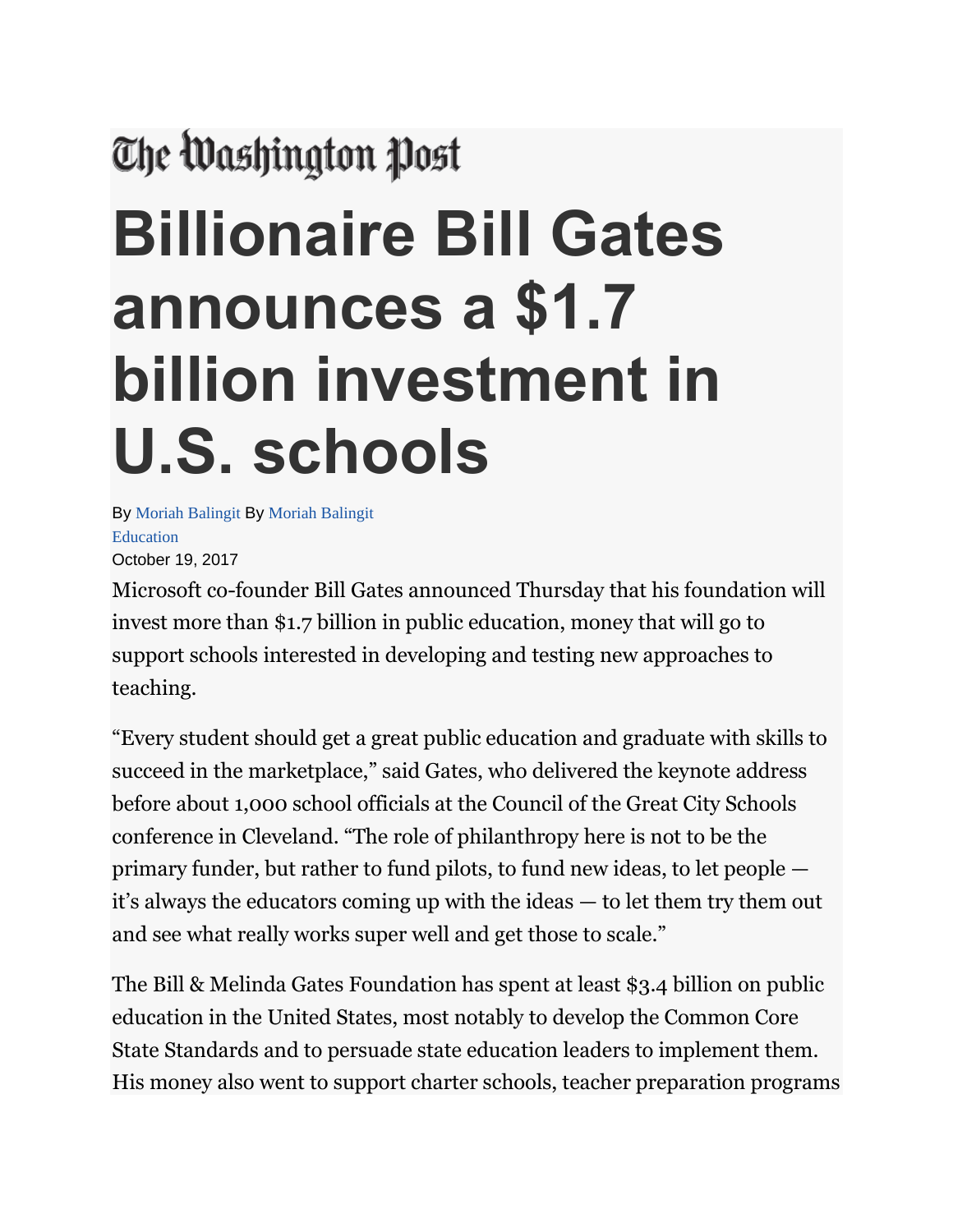The Washington Post

# Billionaire Bill Gates announces a $1.7 billion investment in U.S. schools

By Moriah Balingit By Moriah Balingit

Education

October 19, 2017

Microsoft co-founder Bill Gates announced Thursday that his foundation will invest more than $1.7 billion in public education, money that will go to support schools interested in developing and testing new approaches to teaching.

“Every student should get a great public education and graduate with skills to succeed in the marketplace,” said Gates, who delivered the keynote address before about 1,000 school officials at the Council of the Great City Schools conference in Cleveland. “The role of philanthropy here is not to be the primary funder, but rather to fund pilots, to fund new ideas, to let people — it’s always the educators coming up with the ideas — to let them try them out and see what really works super well and get those to scale.”

The Bill & Melinda Gates Foundation has spent at least $3.4 billion on public education in the United States, most notably to develop the Common Core State Standards and to persuade state education leaders to implement them. His money also went to support charter schools, teacher preparation programs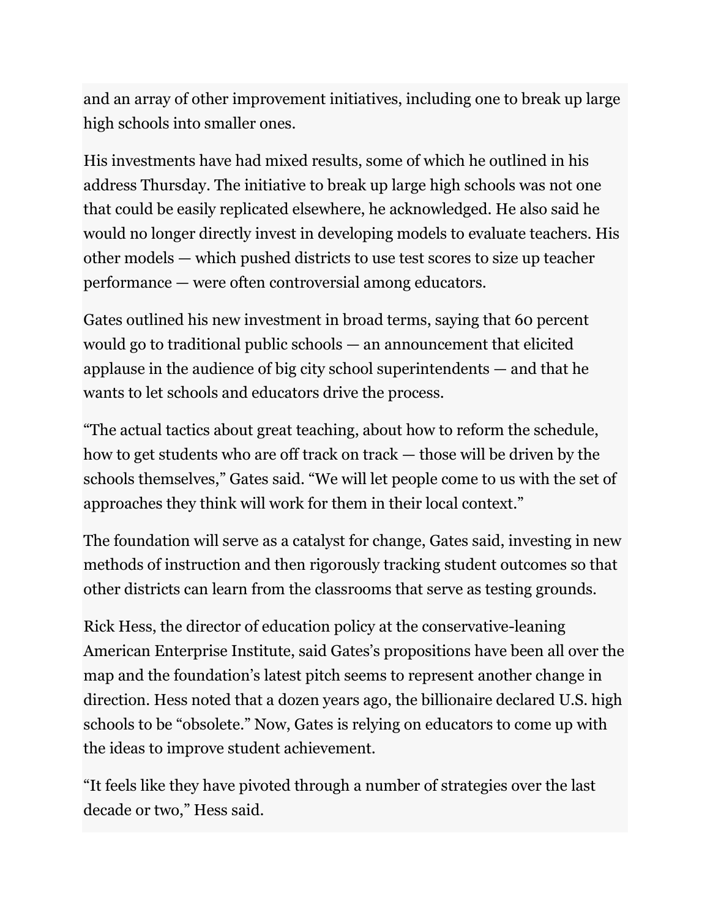and an array of other improvement initiatives, including one to break up large high schools into smaller ones.

His investments have had mixed results, some of which he outlined in his address Thursday. The initiative to break up large high schools was not one that could be easily replicated elsewhere, he acknowledged. He also said he would no longer directly invest in developing models to evaluate teachers. His other models — which pushed districts to use test scores to size up teacher performance — were often controversial among educators.

Gates outlined his new investment in broad terms, saying that 60 percent would go to traditional public schools — an announcement that elicited applause in the audience of big city school superintendents — and that he wants to let schools and educators drive the process.

“The actual tactics about great teaching, about how to reform the schedule, how to get students who are off track on track — those will be driven by the schools themselves,” Gates said. “We will let people come to us with the set of approaches they think will work for them in their local context.”

The foundation will serve as a catalyst for change, Gates said, investing in new methods of instruction and then rigorously tracking student outcomes so that other districts can learn from the classrooms that serve as testing grounds.

Rick Hess, the director of education policy at the conservative-leaning American Enterprise Institute, said Gates’s propositions have been all over the map and the foundation’s latest pitch seems to represent another change in direction. Hess noted that a dozen years ago, the billionaire declared U.S. high schools to be “obsolete.” Now, Gates is relying on educators to come up with the ideas to improve student achievement.

“It feels like they have pivoted through a number of strategies over the last decade or two,” Hess said.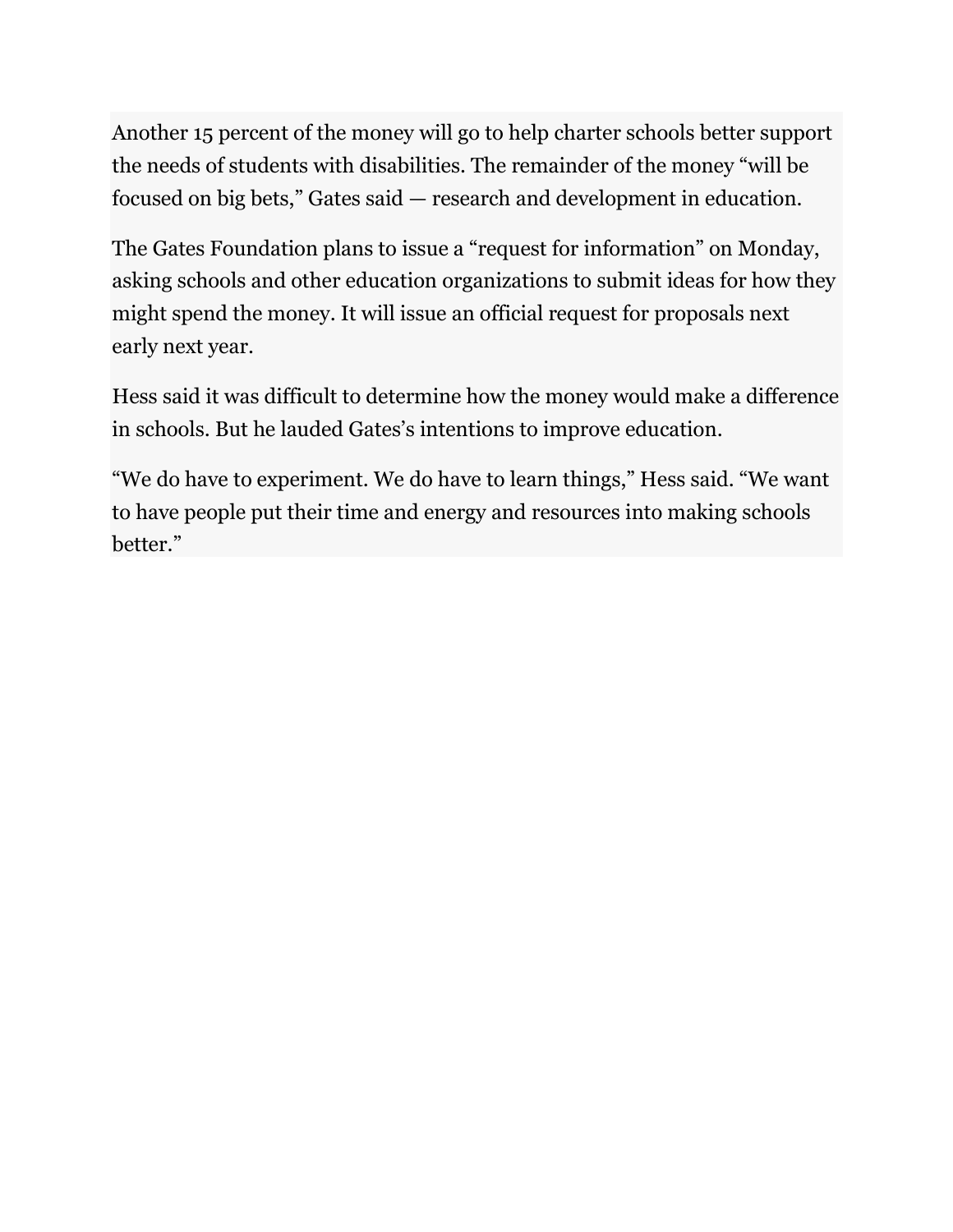Another 15 percent of the money will go to help charter schools better support the needs of students with disabilities. The remainder of the money "will be focused on big bets," Gates said — research and development in education.

The Gates Foundation plans to issue a "request for information" on Monday, asking schools and other education organizations to submit ideas for how they might spend the money. It will issue an official request for proposals next early next year.

Hess said it was difficult to determine how the money would make a difference in schools. But he lauded Gates's intentions to improve education.

"We do have to experiment. We do have to learn things," Hess said. "We want to have people put their time and energy and resources into making schools better."